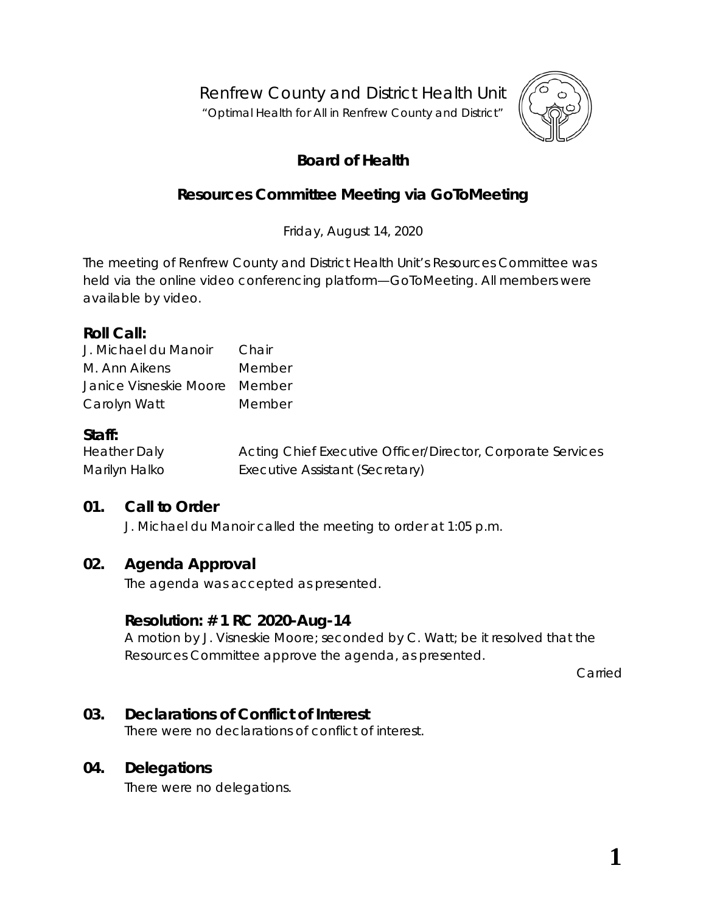Renfrew County and District Health Unit

"Optimal Health for All in Renfrew County and District"

# Board of Health

## Resources Committee Meeting via GoToMeeting

Friday, August 14, 2020

The meeting of Renfrew County and District Health Unit's Resources Committee was held via the online video conferencing platform—GoToMeeting. All members were available by video.

### Roll Call:

| | |
|---|---|
| J. Michael du Manoir | Chair |
| M. Ann Aikens | Member |
| Janice Visneskie Moore | Member |
| Carolyn Watt | Member |

### Staff:

| | |
|---|---|
| Heather Daly | Acting Chief Executive Officer/Director, Corporate Services |
| Marilyn Halko | Executive Assistant (Secretary) |

### 01. Call to Order

*J. Michael du Manoir called the meeting to order at 1:05 p.m.*

### 02. Agenda Approval

*The agenda was accepted as presented.*

#### Resolution: # 1 RC 2020-Aug-14

*A motion by J. Visneskie Moore; seconded by C. Watt; be it resolved that the Resources Committee approve the agenda, as presented.*

*Carried*

### 03. Declarations of Conflict of Interest

*There were no declarations of conflict of interest.*

### 04. Delegations

*There were no delegations.*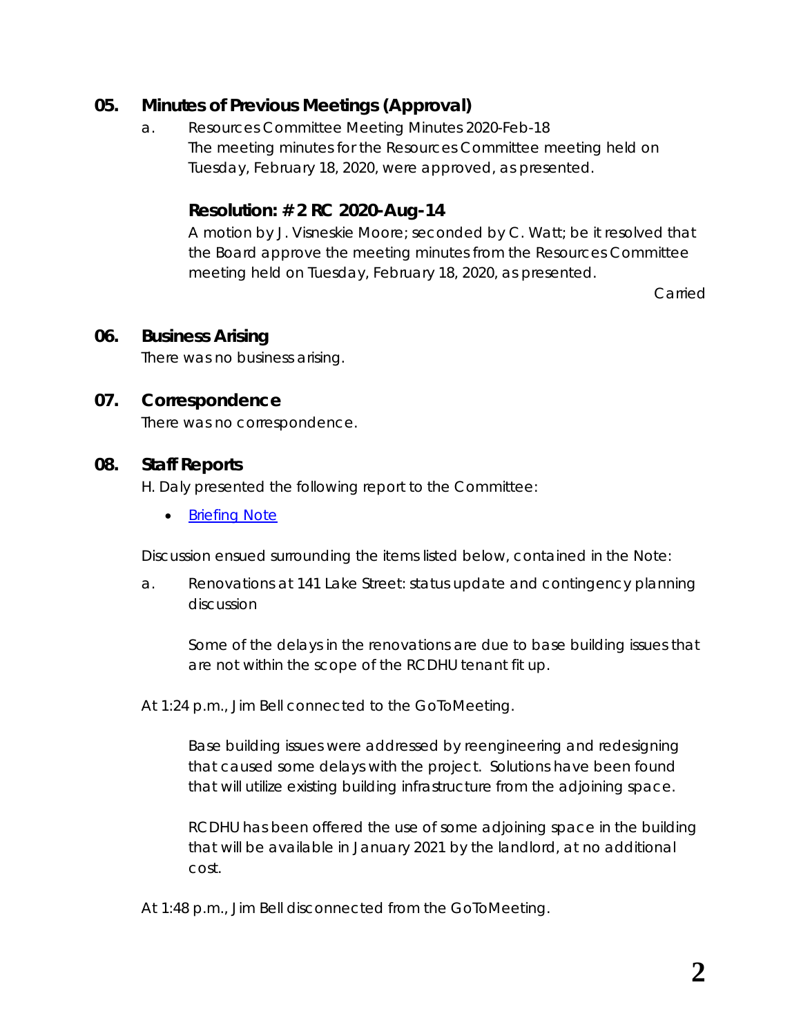## 05. Minutes of Previous Meetings (Approval)

a. Resources Committee Meeting Minutes 2020-Feb-18
The meeting minutes for the Resources Committee meeting held on Tuesday, February 18, 2020, were approved, as presented.

### Resolution: # 2 RC 2020-Aug-14

A motion by J. Visneskie Moore; seconded by C. Watt; be it resolved that the Board approve the meeting minutes from the Resources Committee meeting held on Tuesday, February 18, 2020, as presented.

Carried

## 06. Business Arising

There was no business arising.

## 07. Correspondence

There was no correspondence.

## 08. Staff Reports

H. Daly presented the following report to the Committee:

- Briefing Note

Discussion ensued surrounding the items listed below, contained in the Note:

a. Renovations at 141 Lake Street: status update and contingency planning discussion

Some of the delays in the renovations are due to base building issues that are not within the scope of the RCDHU tenant fit up.

At 1:24 p.m., Jim Bell connected to the GoToMeeting.

Base building issues were addressed by reengineering and redesigning that caused some delays with the project. Solutions have been found that will utilize existing building infrastructure from the adjoining space.

RCDHU has been offered the use of some adjoining space in the building that will be available in January 2021 by the landlord, at no additional cost.

At 1:48 p.m., Jim Bell disconnected from the GoToMeeting.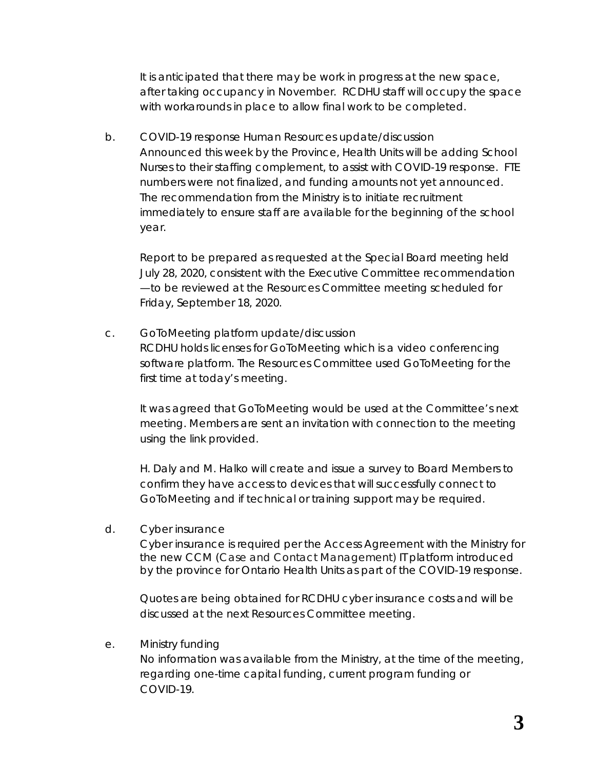It is anticipated that there may be work in progress at the new space, after taking occupancy in November. RCDHU staff will occupy the space with workarounds in place to allow final work to be completed.

b. COVID-19 response Human Resources update/discussion
Announced this week by the Province, Health Units will be adding School Nurses to their staffing complement, to assist with COVID-19 response. FTE numbers were not finalized, and funding amounts not yet announced. The recommendation from the Ministry is to initiate recruitment immediately to ensure staff are available for the beginning of the school year.

Report to be prepared as requested at the Special Board meeting held July 28, 2020, consistent with the Executive Committee recommendation —to be reviewed at the Resources Committee meeting scheduled for Friday, September 18, 2020.

c. GoToMeeting platform update/discussion
RCDHU holds licenses for GoToMeeting which is a video conferencing software platform. The Resources Committee used GoToMeeting for the first time at today's meeting.

It was agreed that GoToMeeting would be used at the Committee's next meeting. Members are sent an invitation with connection to the meeting using the link provided.

H. Daly and M. Halko will create and issue a survey to Board Members to confirm they have access to devices that will successfully connect to GoToMeeting and if technical or training support may be required.

d. Cyber insurance
Cyber insurance is required per the Access Agreement with the Ministry for the new CCM (Case and Contact Management) IT platform introduced by the province for Ontario Health Units as part of the COVID-19 response.

Quotes are being obtained for RCDHU cyber insurance costs and will be discussed at the next Resources Committee meeting.

e. Ministry funding
No information was available from the Ministry, at the time of the meeting, regarding one-time capital funding, current program funding or COVID-19.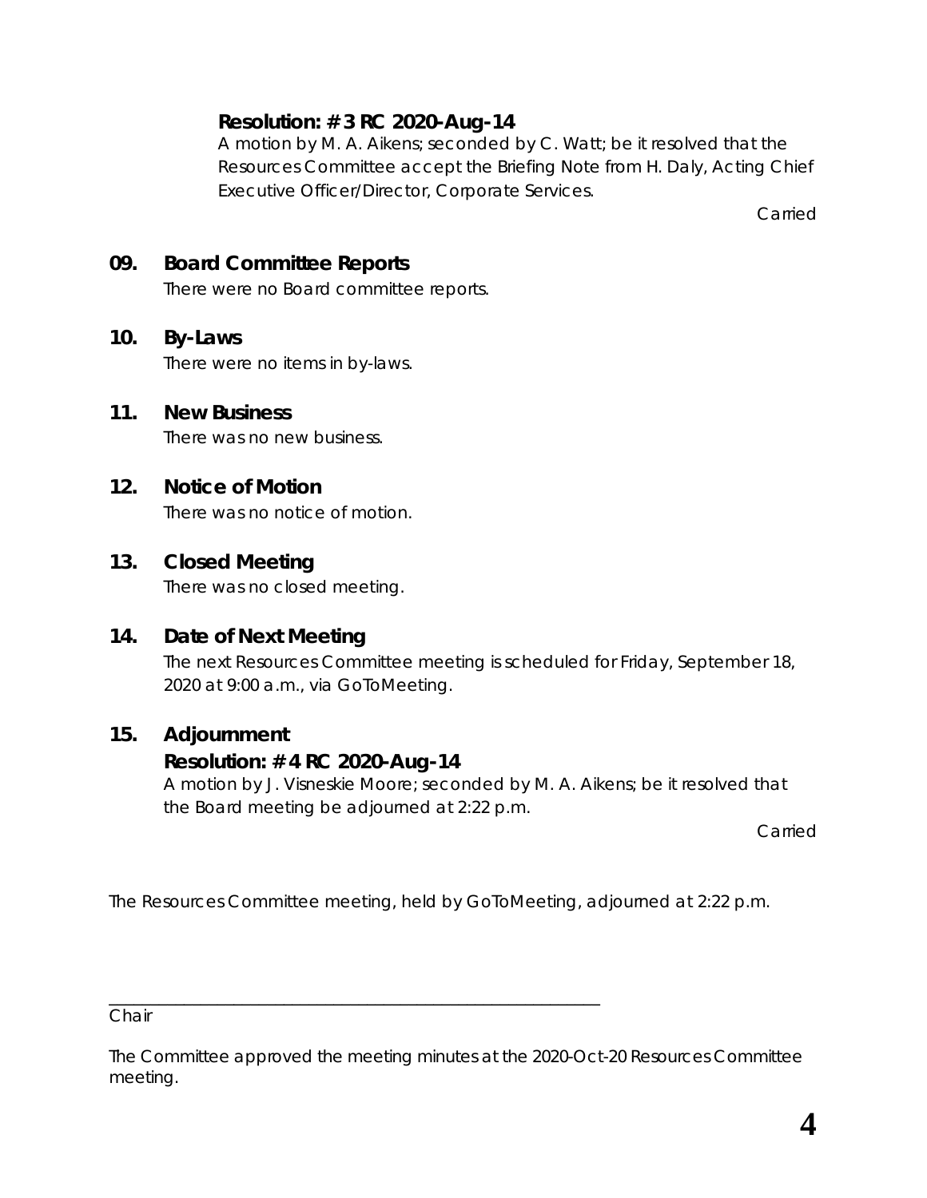**Resolution: # 3 RC 2020-Aug-14**

A motion by M. A. Aikens; seconded by C. Watt; be it resolved that the Resources Committee accept the Briefing Note from H. Daly, Acting Chief Executive Officer/Director, Corporate Services.

Carried

## 09. Board Committee Reports

There were no Board committee reports.

## 10. By-Laws

There were no items in by-laws.

## 11. New Business

There was no new business.

## 12. Notice of Motion

There was no notice of motion.

## 13. Closed Meeting

There was no closed meeting.

## 14. Date of Next Meeting

The next Resources Committee meeting is scheduled for Friday, September 18, 2020 at 9:00 a.m., via GoToMeeting.

## 15. Adjournment

**Resolution: # 4 RC 2020-Aug-14**

A motion by J. Visneskie Moore; seconded by M. A. Aikens; be it resolved that the Board meeting be adjourned at 2:22 p.m.

Carried

The Resources Committee meeting, held by GoToMeeting, adjourned at 2:22 p.m.

\_\_\_\_\_\_\_\_\_\_\_\_\_\_\_\_\_\_\_\_\_\_\_\_\_\_\_\_\_\_\_\_\_\_\_\_\_\_\_\_\_\_\_\_\_\_\_\_\_\_\_\_\_\_

Chair

The Committee approved the meeting minutes at the 2020-Oct-20 Resources Committee meeting.